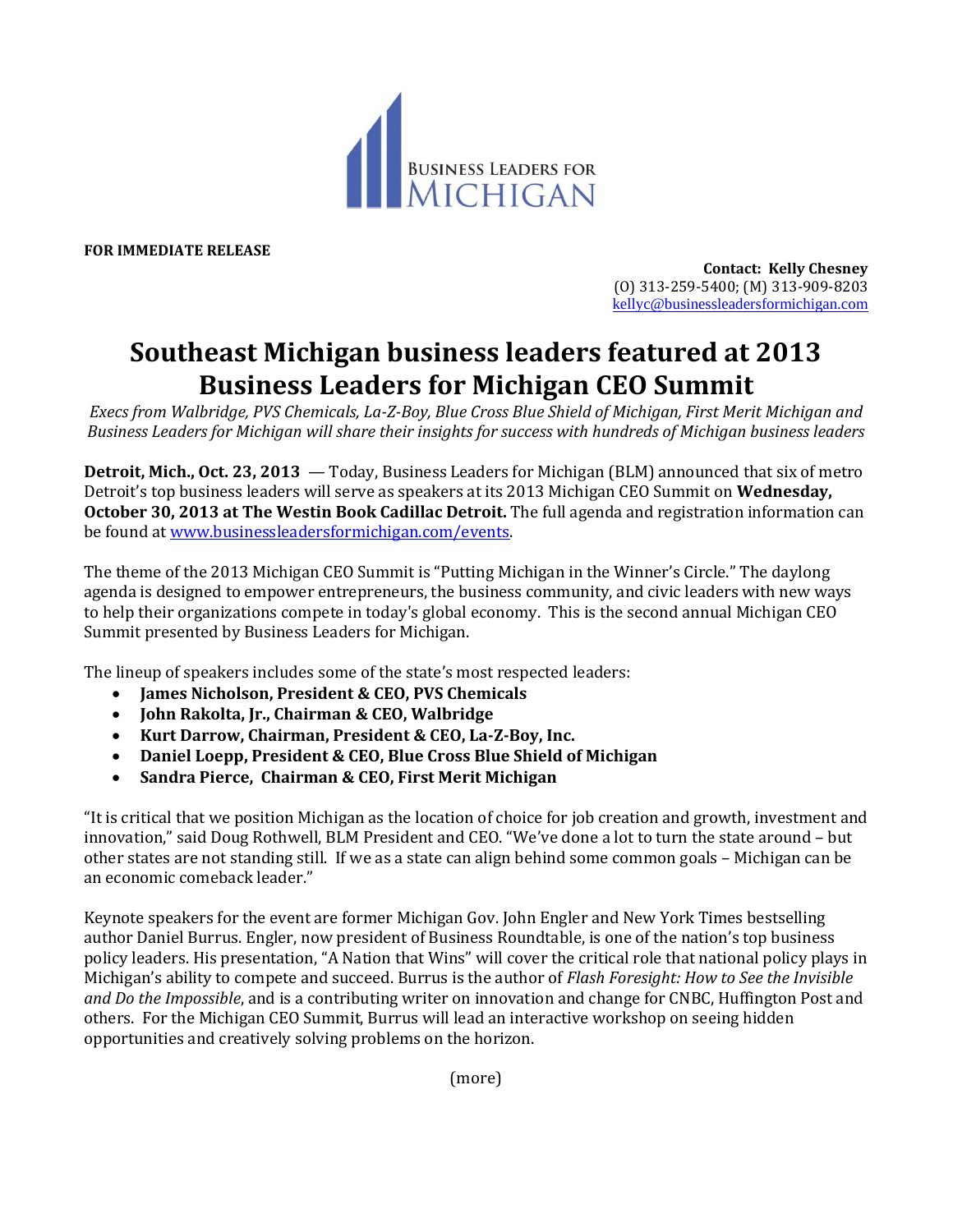BUSINESS LEADERS FOR MICHIGAN

**FOR IMMEDIATE RELEASE**

**Contact: Kelly Chesney**
(O) 313-259-5400; (M) 313-909-8203
kellyc@businessleadersformichigan.com

# Southeast Michigan business leaders featured at 2013 Business Leaders for Michigan CEO Summit

*Execs from Walbridge, PVS Chemicals, La-Z-Boy, Blue Cross Blue Shield of Michigan, First Merit Michigan and Business Leaders for Michigan will share their insights for success with hundreds of Michigan business leaders*

**Detroit, Mich., Oct. 23, 2013** — Today, Business Leaders for Michigan (BLM) announced that six of metro Detroit's top business leaders will serve as speakers at its 2013 Michigan CEO Summit on **Wednesday, October 30, 2013 at The Westin Book Cadillac Detroit.** The full agenda and registration information can be found at www.businessleadersformichigan.com/events.

The theme of the 2013 Michigan CEO Summit is "Putting Michigan in the Winner's Circle." The daylong agenda is designed to empower entrepreneurs, the business community, and civic leaders with new ways to help their organizations compete in today's global economy. This is the second annual Michigan CEO Summit presented by Business Leaders for Michigan.

The lineup of speakers includes some of the state's most respected leaders:

- **James Nicholson, President & CEO, PVS Chemicals**
- **John Rakolta, Jr., Chairman & CEO, Walbridge**
- **Kurt Darrow, Chairman, President & CEO, La-Z-Boy, Inc.**
- **Daniel Loepp, President & CEO, Blue Cross Blue Shield of Michigan**
- **Sandra Pierce, Chairman & CEO, First Merit Michigan**

"It is critical that we position Michigan as the location of choice for job creation and growth, investment and innovation," said Doug Rothwell, BLM President and CEO. "We've done a lot to turn the state around – but other states are not standing still. If we as a state can align behind some common goals – Michigan can be an economic comeback leader."

Keynote speakers for the event are former Michigan Gov. John Engler and New York Times bestselling author Daniel Burrus. Engler, now president of Business Roundtable, is one of the nation's top business policy leaders. His presentation, "A Nation that Wins" will cover the critical role that national policy plays in Michigan's ability to compete and succeed. Burrus is the author of *Flash Foresight: How to See the Invisible and Do the Impossible*, and is a contributing writer on innovation and change for CNBC, Huffington Post and others. For the Michigan CEO Summit, Burrus will lead an interactive workshop on seeing hidden opportunities and creatively solving problems on the horizon.

(more)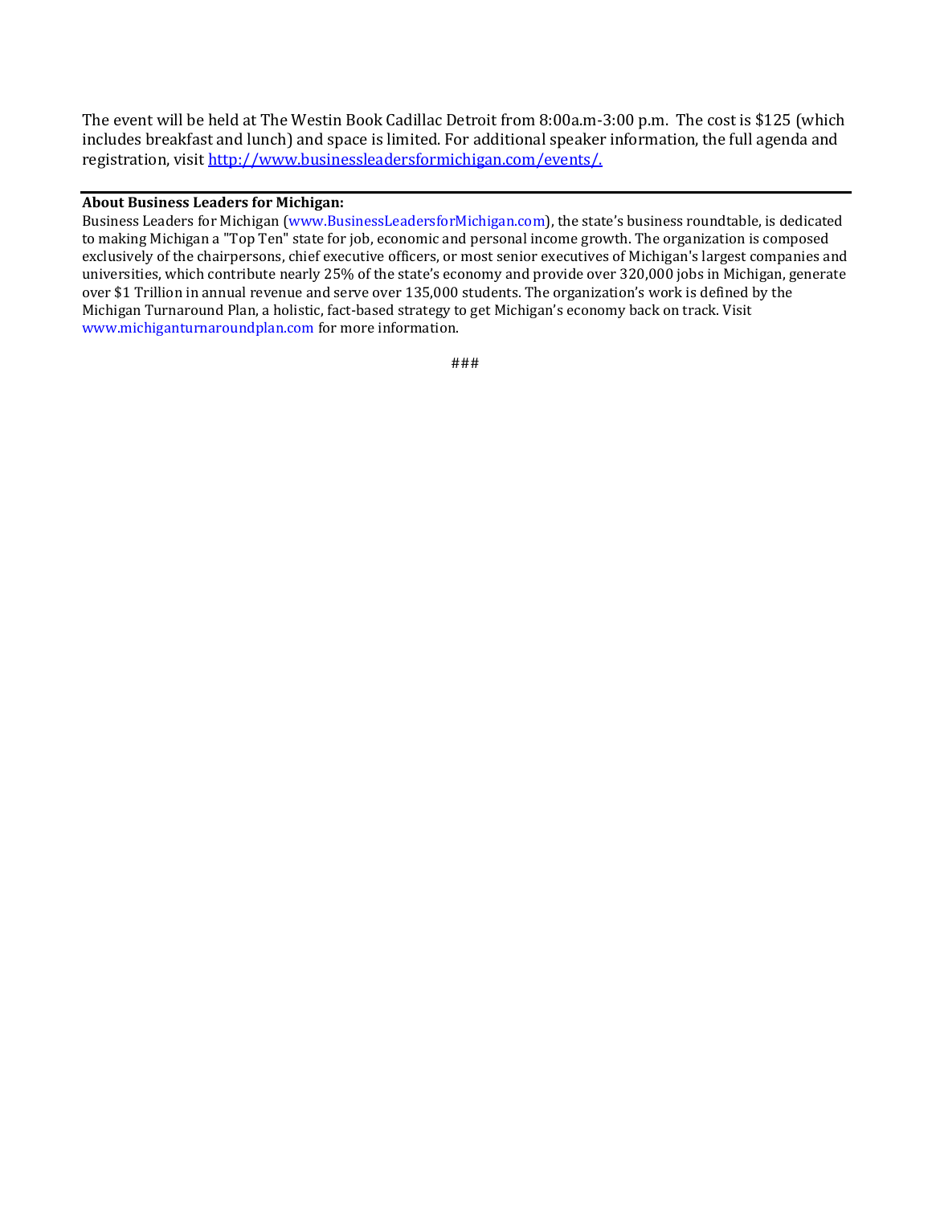The event will be held at The Westin Book Cadillac Detroit from 8:00a.m-3:00 p.m. The cost is $125 (which includes breakfast and lunch) and space is limited. For additional speaker information, the full agenda and registration, visit http://www.businessleadersformichigan.com/events/.

---

**About Business Leaders for Michigan:**

Business Leaders for Michigan (www.BusinessLeadersforMichigan.com), the state's business roundtable, is dedicated to making Michigan a "Top Ten" state for job, economic and personal income growth. The organization is composed exclusively of the chairpersons, chief executive officers, or most senior executives of Michigan's largest companies and universities, which contribute nearly 25% of the state's economy and provide over 320,000 jobs in Michigan, generate over $1 Trillion in annual revenue and serve over 135,000 students. The organization's work is defined by the Michigan Turnaround Plan, a holistic, fact-based strategy to get Michigan's economy back on track. Visit www.michiganturnaroundplan.com for more information.

###